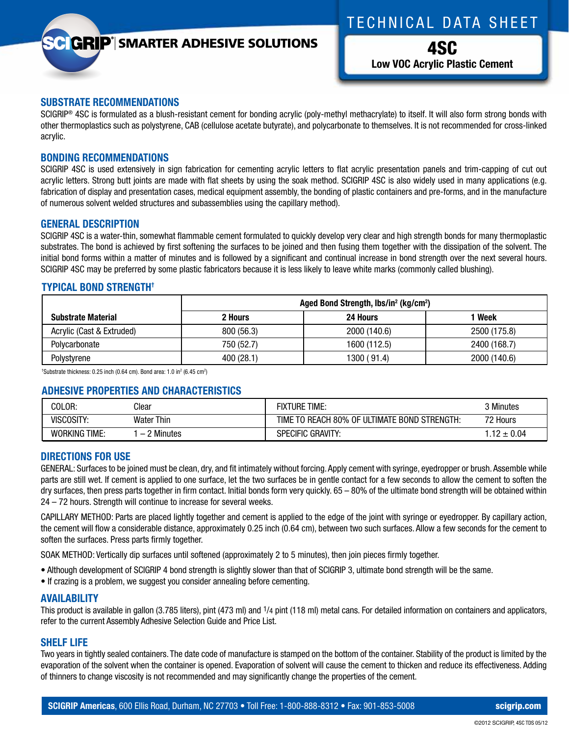SCIGRIP® | SMARTER ADHESIVE SOLUTIONS

# TECHNICAL DATA SHEET

## 4SC

**Low VOC Acrylic Plastic Cement**

## SUBSTRATE RECOMMENDATIONS

SCIGRIP® 4SC is formulated as a blush-resistant cement for bonding acrylic (poly-methyl methacrylate) to itself. It will also form strong bonds with other thermoplastics such as polystyrene, CAB (cellulose acetate butyrate), and polycarbonate to themselves. It is not recommended for cross-linked acrylic.

## BONDING RECOMMENDATIONS

SCIGRIP 4SC is used extensively in sign fabrication for cementing acrylic letters to flat acrylic presentation panels and trim-capping of cut out acrylic letters. Strong butt joints are made with flat sheets by using the soak method. SCIGRIP 4SC is also widely used in many applications (e.g. fabrication of display and presentation cases, medical equipment assembly, the bonding of plastic containers and pre-forms, and in the manufacture of numerous solvent welded structures and subassemblies using the capillary method).

## GENERAL DESCRIPTION

SCIGRIP 4SC is a water-thin, somewhat flammable cement formulated to quickly develop very clear and high strength bonds for many thermoplastic substrates. The bond is achieved by first softening the surfaces to be joined and then fusing them together with the dissipation of the solvent. The initial bond forms within a matter of minutes and is followed by a significant and continual increase in bond strength over the next several hours. SCIGRIP 4SC may be preferred by some plastic fabricators because it is less likely to leave white marks (commonly called blushing).

## TYPICAL BOND STRENGTH†

| Substrate Material | Aged Bond Strength, lbs/in² (kg/cm²) | | |
|---|---|---|---|
| | **2 Hours** | **24 Hours** | **1 Week** |
| Acrylic (Cast & Extruded) | 800 (56.3) | 2000 (140.6) | 2500 (175.8) |
| Polycarbonate | 750 (52.7) | 1600 (112.5) | 2400 (168.7) |
| Polystyrene | 400 (28.1) | 1300 ( 91.4) | 2000 (140.6) |

†Substrate thickness: 0.25 inch (0.64 cm). Bond area: 1.0 in² (6.45 cm²)

## ADHESIVE PROPERTIES AND CHARACTERISTICS

| | | | |
|---|---|---|---|
| COLOR: | Clear | FIXTURE TIME: | 3 Minutes |
| VISCOSITY: | Water Thin | TIME TO REACH 80% OF ULTIMATE BOND STRENGTH: | 72 Hours |
| WORKING TIME: | 1 – 2 Minutes | SPECIFIC GRAVITY: | 1.12 ± 0.04 |

## DIRECTIONS FOR USE

GENERAL: Surfaces to be joined must be clean, dry, and fit intimately without forcing. Apply cement with syringe, eyedropper or brush. Assemble while parts are still wet. If cement is applied to one surface, let the two surfaces be in gentle contact for a few seconds to allow the cement to soften the dry surfaces, then press parts together in firm contact. Initial bonds form very quickly. 65 – 80% of the ultimate bond strength will be obtained within 24 – 72 hours. Strength will continue to increase for several weeks.

CAPILLARY METHOD: Parts are placed lightly together and cement is applied to the edge of the joint with syringe or eyedropper. By capillary action, the cement will flow a considerable distance, approximately 0.25 inch (0.64 cm), between two such surfaces. Allow a few seconds for the cement to soften the surfaces. Press parts firmly together.

SOAK METHOD: Vertically dip surfaces until softened (approximately 2 to 5 minutes), then join pieces firmly together.

- Although development of SCIGRIP 4 bond strength is slightly slower than that of SCIGRIP 3, ultimate bond strength will be the same.
- If crazing is a problem, we suggest you consider annealing before cementing.

## AVAILABILITY

This product is available in gallon (3.785 liters), pint (473 ml) and 1/4 pint (118 ml) metal cans. For detailed information on containers and applicators, refer to the current Assembly Adhesive Selection Guide and Price List.

## SHELF LIFE

Two years in tightly sealed containers. The date code of manufacture is stamped on the bottom of the container. Stability of the product is limited by the evaporation of the solvent when the container is opened. Evaporation of solvent will cause the cement to thicken and reduce its effectiveness. Adding of thinners to change viscosity is not recommended and may significantly change the properties of the cement.

**SCIGRIP Americas**, 600 Ellis Road, Durham, NC 27703 • Toll Free: 1-800-888-8312 • Fax: 901-853-5008 **scigrip.com**

©2012 SCIGRIP, 4SC TDS 05/12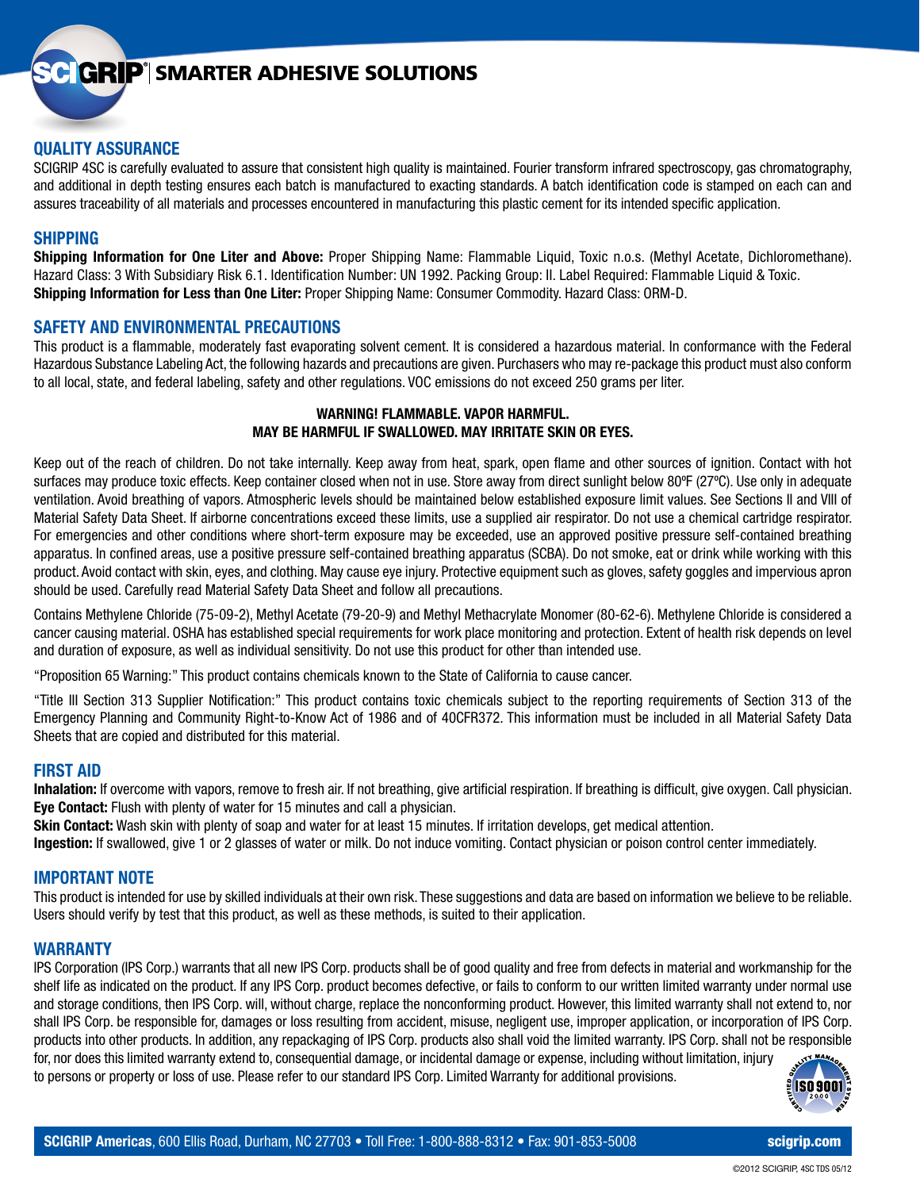## QUALITY ASSURANCE

SCIGRIP 4SC is carefully evaluated to assure that consistent high quality is maintained. Fourier transform infrared spectroscopy, gas chromatography, and additional in depth testing ensures each batch is manufactured to exacting standards. A batch identification code is stamped on each can and assures traceability of all materials and processes encountered in manufacturing this plastic cement for its intended specific application.

## SHIPPING

**Shipping Information for One Liter and Above:** Proper Shipping Name: Flammable Liquid, Toxic n.o.s. (Methyl Acetate, Dichloromethane). Hazard Class: 3 With Subsidiary Risk 6.1. Identification Number: UN 1992. Packing Group: II. Label Required: Flammable Liquid & Toxic.
**Shipping Information for Less than One Liter:** Proper Shipping Name: Consumer Commodity. Hazard Class: ORM-D.

## SAFETY AND ENVIRONMENTAL PRECAUTIONS

This product is a flammable, moderately fast evaporating solvent cement. It is considered a hazardous material. In conformance with the Federal Hazardous Substance Labeling Act, the following hazards and precautions are given. Purchasers who may re-package this product must also conform to all local, state, and federal labeling, safety and other regulations. VOC emissions do not exceed 250 grams per liter.

**WARNING! FLAMMABLE. VAPOR HARMFUL.**
**MAY BE HARMFUL IF SWALLOWED. MAY IRRITATE SKIN OR EYES.**

Keep out of the reach of children. Do not take internally. Keep away from heat, spark, open flame and other sources of ignition. Contact with hot surfaces may produce toxic effects. Keep container closed when not in use. Store away from direct sunlight below 80ºF (27ºC). Use only in adequate ventilation. Avoid breathing of vapors. Atmospheric levels should be maintained below established exposure limit values. See Sections II and VIII of Material Safety Data Sheet. If airborne concentrations exceed these limits, use a supplied air respirator. Do not use a chemical cartridge respirator. For emergencies and other conditions where short-term exposure may be exceeded, use an approved positive pressure self-contained breathing apparatus. In confined areas, use a positive pressure self-contained breathing apparatus (SCBA). Do not smoke, eat or drink while working with this product. Avoid contact with skin, eyes, and clothing. May cause eye injury. Protective equipment such as gloves, safety goggles and impervious apron should be used. Carefully read Material Safety Data Sheet and follow all precautions.

Contains Methylene Chloride (75-09-2), Methyl Acetate (79-20-9) and Methyl Methacrylate Monomer (80-62-6). Methylene Chloride is considered a cancer causing material. OSHA has established special requirements for work place monitoring and protection. Extent of health risk depends on level and duration of exposure, as well as individual sensitivity. Do not use this product for other than intended use.

"Proposition 65 Warning:" This product contains chemicals known to the State of California to cause cancer.

"Title III Section 313 Supplier Notification:" This product contains toxic chemicals subject to the reporting requirements of Section 313 of the Emergency Planning and Community Right-to-Know Act of 1986 and of 40CFR372. This information must be included in all Material Safety Data Sheets that are copied and distributed for this material.

## FIRST AID

**Inhalation:** If overcome with vapors, remove to fresh air. If not breathing, give artificial respiration. If breathing is difficult, give oxygen. Call physician.
**Eye Contact:** Flush with plenty of water for 15 minutes and call a physician.
**Skin Contact:** Wash skin with plenty of soap and water for at least 15 minutes. If irritation develops, get medical attention.
**Ingestion:** If swallowed, give 1 or 2 glasses of water or milk. Do not induce vomiting. Contact physician or poison control center immediately.

## IMPORTANT NOTE

This product is intended for use by skilled individuals at their own risk. These suggestions and data are based on information we believe to be reliable. Users should verify by test that this product, as well as these methods, is suited to their application.

## WARRANTY

IPS Corporation (IPS Corp.) warrants that all new IPS Corp. products shall be of good quality and free from defects in material and workmanship for the shelf life as indicated on the product. If any IPS Corp. product becomes defective, or fails to conform to our written limited warranty under normal use and storage conditions, then IPS Corp. will, without charge, replace the nonconforming product. However, this limited warranty shall not extend to, nor shall IPS Corp. be responsible for, damages or loss resulting from accident, misuse, negligent use, improper application, or incorporation of IPS Corp. products into other products. In addition, any repackaging of IPS Corp. products also shall void the limited warranty. IPS Corp. shall not be responsible for, nor does this limited warranty extend to, consequential damage, or incidental damage or expense, including without limitation, injury to persons or property or loss of use. Please refer to our standard IPS Corp. Limited Warranty for additional provisions.

**SCIGRIP Americas**, 600 Ellis Road, Durham, NC 27703 • Toll Free: 1-800-888-8312 • Fax: 901-853-5008 **scigrip.com**

©2012 SCIGRIP, 4SC TDS 05/12